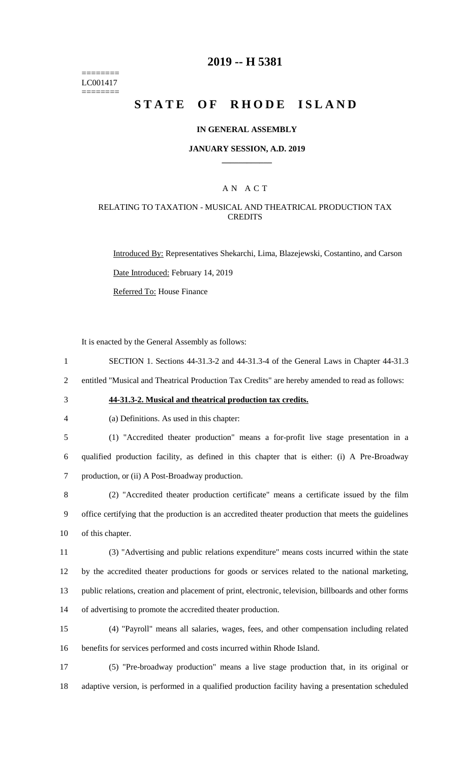========
LC001417
========

# 2019 -- H 5381

# STATE OF RHODE ISLAND

**IN GENERAL ASSEMBLY**

**JANUARY SESSION, A.D. 2019**

A N A C T

RELATING TO TAXATION - MUSICAL AND THEATRICAL PRODUCTION TAX CREDITS

Introduced By: Representatives Shekarchi, Lima, Blazejewski, Costantino, and Carson

Date Introduced: February 14, 2019

Referred To: House Finance

It is enacted by the General Assembly as follows:

1 SECTION 1. Sections 44-31.3-2 and 44-31.3-4 of the General Laws in Chapter 44-31.3
2 entitled "Musical and Theatrical Production Tax Credits" are hereby amended to read as follows:

3 **44-31.3-2. Musical and theatrical production tax credits.**

4 (a) Definitions. As used in this chapter:

5 (1) "Accredited theater production" means a for-profit live stage presentation in a
6 qualified production facility, as defined in this chapter that is either: (i) A Pre-Broadway
7 production, or (ii) A Post-Broadway production.

8 (2) "Accredited theater production certificate" means a certificate issued by the film
9 office certifying that the production is an accredited theater production that meets the guidelines
10 of this chapter.

11 (3) "Advertising and public relations expenditure" means costs incurred within the state
12 by the accredited theater productions for goods or services related to the national marketing,
13 public relations, creation and placement of print, electronic, television, billboards and other forms
14 of advertising to promote the accredited theater production.

15 (4) "Payroll" means all salaries, wages, fees, and other compensation including related
16 benefits for services performed and costs incurred within Rhode Island.

17 (5) "Pre-broadway production" means a live stage production that, in its original or
18 adaptive version, is performed in a qualified production facility having a presentation scheduled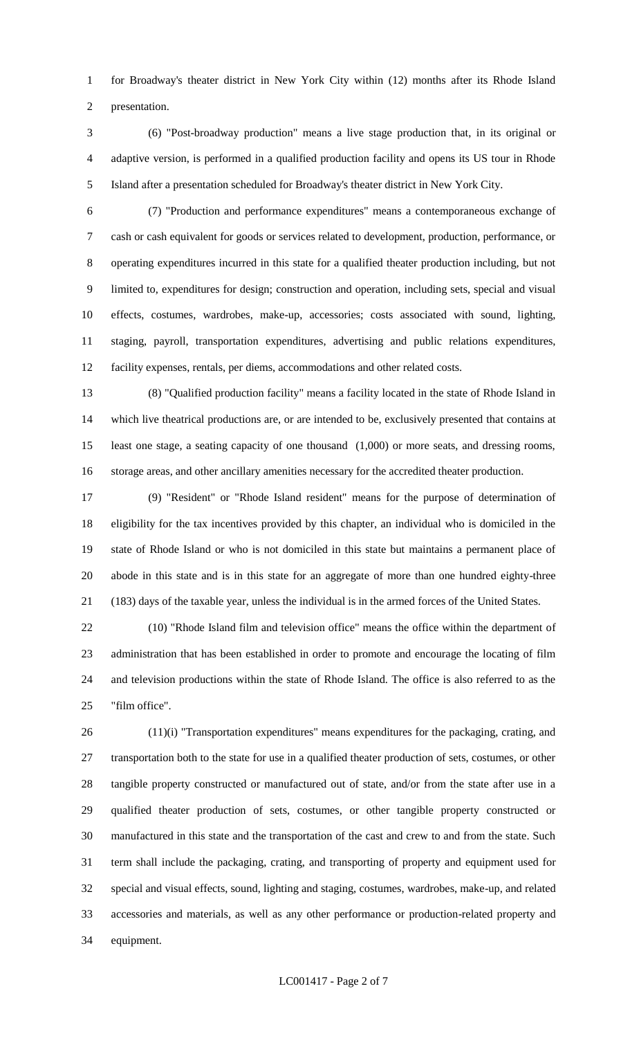for Broadway's theater district in New York City within (12) months after its Rhode Island presentation.

(6) "Post-broadway production" means a live stage production that, in its original or adaptive version, is performed in a qualified production facility and opens its US tour in Rhode Island after a presentation scheduled for Broadway's theater district in New York City.

(7) "Production and performance expenditures" means a contemporaneous exchange of cash or cash equivalent for goods or services related to development, production, performance, or operating expenditures incurred in this state for a qualified theater production including, but not limited to, expenditures for design; construction and operation, including sets, special and visual effects, costumes, wardrobes, make-up, accessories; costs associated with sound, lighting, staging, payroll, transportation expenditures, advertising and public relations expenditures, facility expenses, rentals, per diems, accommodations and other related costs.

(8) "Qualified production facility" means a facility located in the state of Rhode Island in which live theatrical productions are, or are intended to be, exclusively presented that contains at least one stage, a seating capacity of one thousand (1,000) or more seats, and dressing rooms, storage areas, and other ancillary amenities necessary for the accredited theater production.

(9) "Resident" or "Rhode Island resident" means for the purpose of determination of eligibility for the tax incentives provided by this chapter, an individual who is domiciled in the state of Rhode Island or who is not domiciled in this state but maintains a permanent place of abode in this state and is in this state for an aggregate of more than one hundred eighty-three (183) days of the taxable year, unless the individual is in the armed forces of the United States.

(10) "Rhode Island film and television office" means the office within the department of administration that has been established in order to promote and encourage the locating of film and television productions within the state of Rhode Island. The office is also referred to as the "film office".

(11)(i) "Transportation expenditures" means expenditures for the packaging, crating, and transportation both to the state for use in a qualified theater production of sets, costumes, or other tangible property constructed or manufactured out of state, and/or from the state after use in a qualified theater production of sets, costumes, or other tangible property constructed or manufactured in this state and the transportation of the cast and crew to and from the state. Such term shall include the packaging, crating, and transporting of property and equipment used for special and visual effects, sound, lighting and staging, costumes, wardrobes, make-up, and related accessories and materials, as well as any other performance or production-related property and equipment.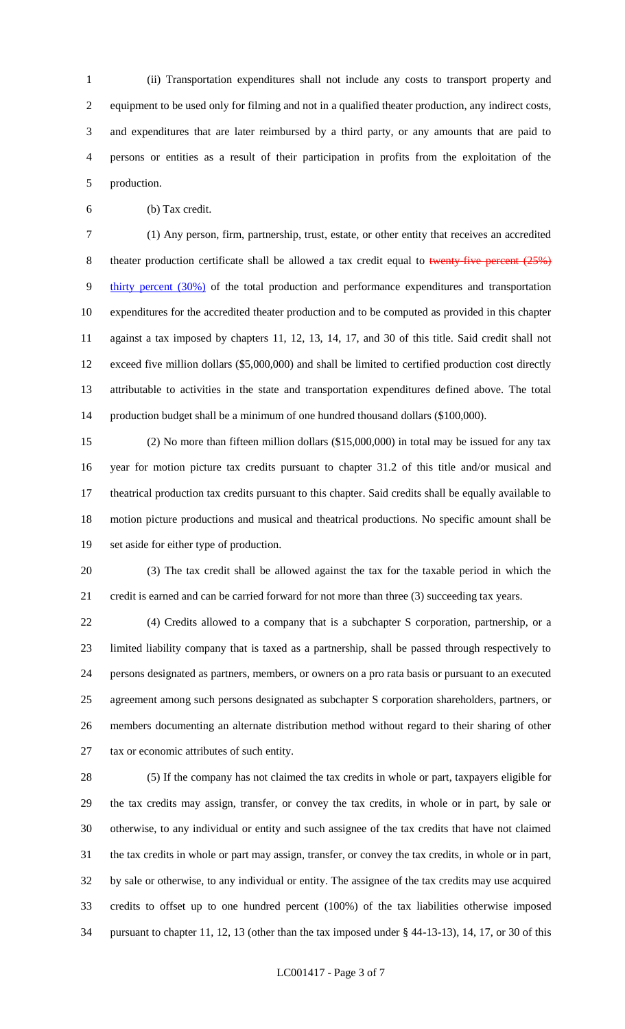(ii) Transportation expenditures shall not include any costs to transport property and equipment to be used only for filming and not in a qualified theater production, any indirect costs, and expenditures that are later reimbursed by a third party, or any amounts that are paid to persons or entities as a result of their participation in profits from the exploitation of the production.

(b) Tax credit.

(1) Any person, firm, partnership, trust, estate, or other entity that receives an accredited theater production certificate shall be allowed a tax credit equal to ~~twenty-five percent (25%)~~ thirty percent (30%) of the total production and performance expenditures and transportation expenditures for the accredited theater production and to be computed as provided in this chapter against a tax imposed by chapters 11, 12, 13, 14, 17, and 30 of this title. Said credit shall not exceed five million dollars ($5,000,000) and shall be limited to certified production cost directly attributable to activities in the state and transportation expenditures defined above. The total production budget shall be a minimum of one hundred thousand dollars ($100,000).

(2) No more than fifteen million dollars ($15,000,000) in total may be issued for any tax year for motion picture tax credits pursuant to chapter 31.2 of this title and/or musical and theatrical production tax credits pursuant to this chapter. Said credits shall be equally available to motion picture productions and musical and theatrical productions. No specific amount shall be set aside for either type of production.

(3) The tax credit shall be allowed against the tax for the taxable period in which the credit is earned and can be carried forward for not more than three (3) succeeding tax years.

(4) Credits allowed to a company that is a subchapter S corporation, partnership, or a limited liability company that is taxed as a partnership, shall be passed through respectively to persons designated as partners, members, or owners on a pro rata basis or pursuant to an executed agreement among such persons designated as subchapter S corporation shareholders, partners, or members documenting an alternate distribution method without regard to their sharing of other tax or economic attributes of such entity.

(5) If the company has not claimed the tax credits in whole or part, taxpayers eligible for the tax credits may assign, transfer, or convey the tax credits, in whole or in part, by sale or otherwise, to any individual or entity and such assignee of the tax credits that have not claimed the tax credits in whole or part may assign, transfer, or convey the tax credits, in whole or in part, by sale or otherwise, to any individual or entity. The assignee of the tax credits may use acquired credits to offset up to one hundred percent (100%) of the tax liabilities otherwise imposed pursuant to chapter 11, 12, 13 (other than the tax imposed under § 44-13-13), 14, 17, or 30 of this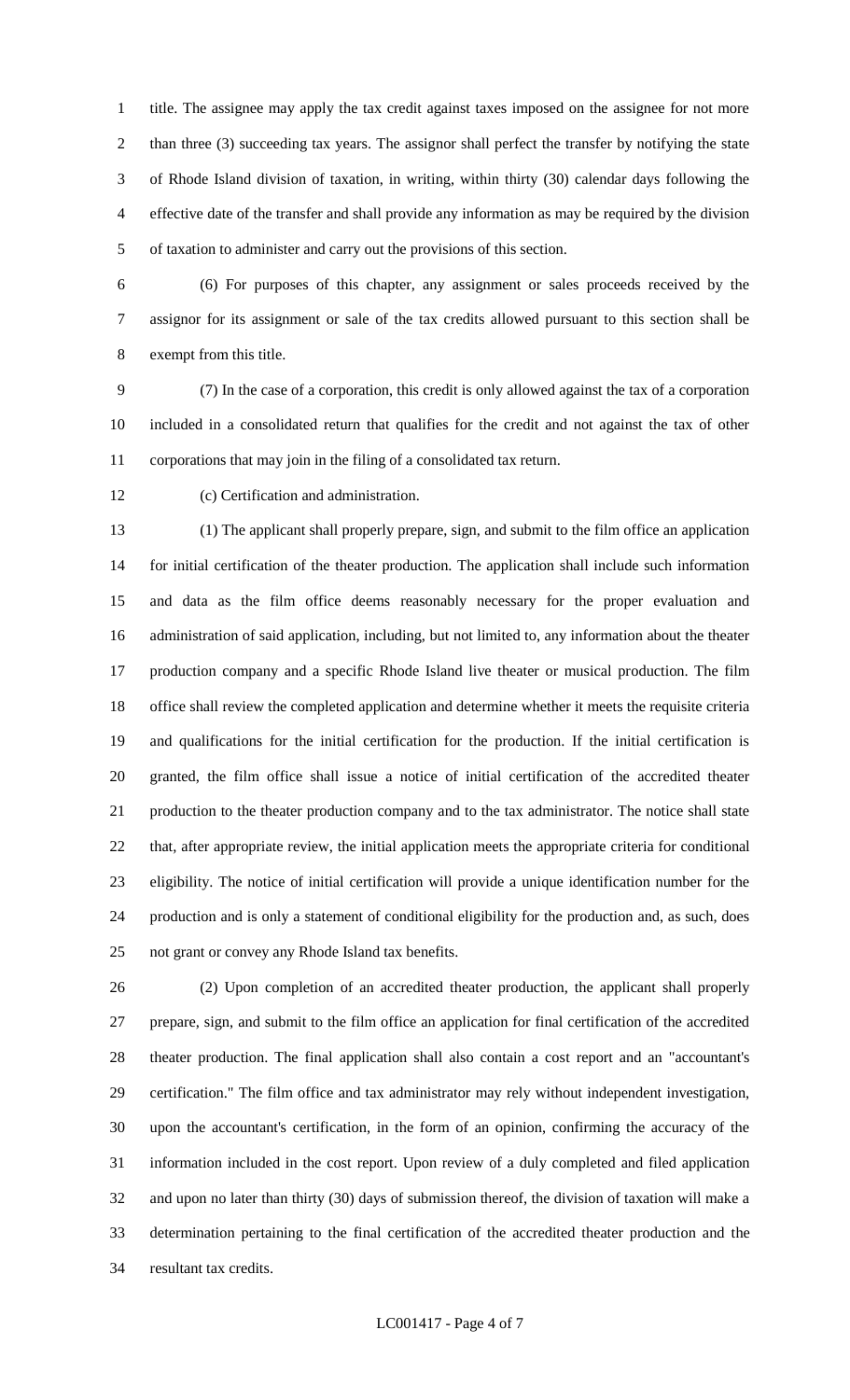title. The assignee may apply the tax credit against taxes imposed on the assignee for not more than three (3) succeeding tax years. The assignor shall perfect the transfer by notifying the state of Rhode Island division of taxation, in writing, within thirty (30) calendar days following the effective date of the transfer and shall provide any information as may be required by the division of taxation to administer and carry out the provisions of this section.

(6) For purposes of this chapter, any assignment or sales proceeds received by the assignor for its assignment or sale of the tax credits allowed pursuant to this section shall be exempt from this title.

(7) In the case of a corporation, this credit is only allowed against the tax of a corporation included in a consolidated return that qualifies for the credit and not against the tax of other corporations that may join in the filing of a consolidated tax return.

(c) Certification and administration.

(1) The applicant shall properly prepare, sign, and submit to the film office an application for initial certification of the theater production. The application shall include such information and data as the film office deems reasonably necessary for the proper evaluation and administration of said application, including, but not limited to, any information about the theater production company and a specific Rhode Island live theater or musical production. The film office shall review the completed application and determine whether it meets the requisite criteria and qualifications for the initial certification for the production. If the initial certification is granted, the film office shall issue a notice of initial certification of the accredited theater production to the theater production company and to the tax administrator. The notice shall state that, after appropriate review, the initial application meets the appropriate criteria for conditional eligibility. The notice of initial certification will provide a unique identification number for the production and is only a statement of conditional eligibility for the production and, as such, does not grant or convey any Rhode Island tax benefits.

(2) Upon completion of an accredited theater production, the applicant shall properly prepare, sign, and submit to the film office an application for final certification of the accredited theater production. The final application shall also contain a cost report and an "accountant's certification." The film office and tax administrator may rely without independent investigation, upon the accountant's certification, in the form of an opinion, confirming the accuracy of the information included in the cost report. Upon review of a duly completed and filed application and upon no later than thirty (30) days of submission thereof, the division of taxation will make a determination pertaining to the final certification of the accredited theater production and the resultant tax credits.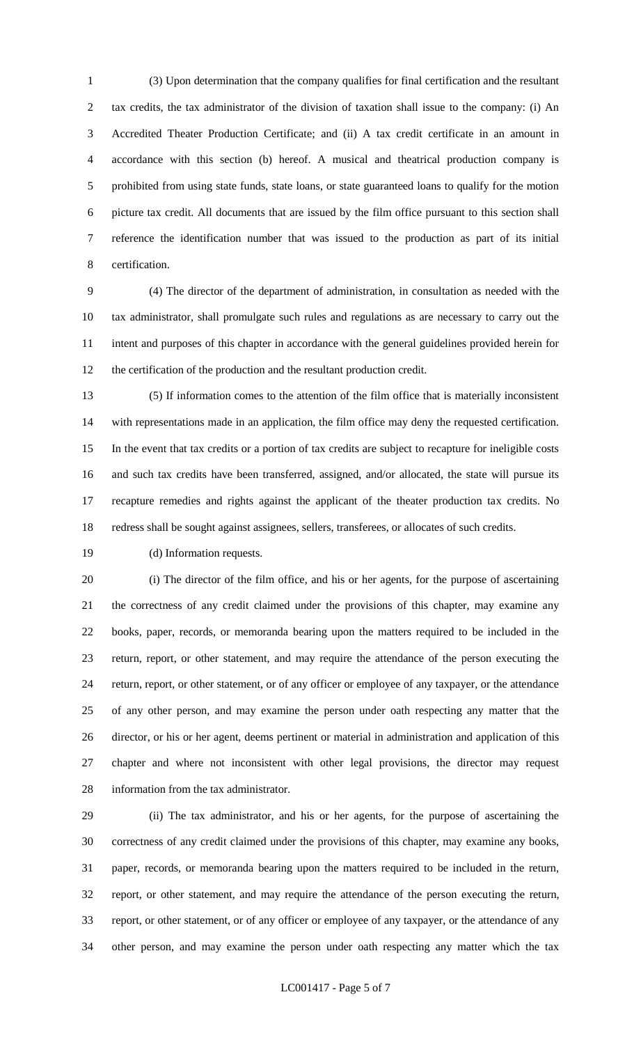(3) Upon determination that the company qualifies for final certification and the resultant tax credits, the tax administrator of the division of taxation shall issue to the company: (i) An Accredited Theater Production Certificate; and (ii) A tax credit certificate in an amount in accordance with this section (b) hereof. A musical and theatrical production company is prohibited from using state funds, state loans, or state guaranteed loans to qualify for the motion picture tax credit. All documents that are issued by the film office pursuant to this section shall reference the identification number that was issued to the production as part of its initial certification.

(4) The director of the department of administration, in consultation as needed with the tax administrator, shall promulgate such rules and regulations as are necessary to carry out the intent and purposes of this chapter in accordance with the general guidelines provided herein for the certification of the production and the resultant production credit.

(5) If information comes to the attention of the film office that is materially inconsistent with representations made in an application, the film office may deny the requested certification. In the event that tax credits or a portion of tax credits are subject to recapture for ineligible costs and such tax credits have been transferred, assigned, and/or allocated, the state will pursue its recapture remedies and rights against the applicant of the theater production tax credits. No redress shall be sought against assignees, sellers, transferees, or allocates of such credits.

(d) Information requests.

(i) The director of the film office, and his or her agents, for the purpose of ascertaining the correctness of any credit claimed under the provisions of this chapter, may examine any books, paper, records, or memoranda bearing upon the matters required to be included in the return, report, or other statement, and may require the attendance of the person executing the return, report, or other statement, or of any officer or employee of any taxpayer, or the attendance of any other person, and may examine the person under oath respecting any matter that the director, or his or her agent, deems pertinent or material in administration and application of this chapter and where not inconsistent with other legal provisions, the director may request information from the tax administrator.

(ii) The tax administrator, and his or her agents, for the purpose of ascertaining the correctness of any credit claimed under the provisions of this chapter, may examine any books, paper, records, or memoranda bearing upon the matters required to be included in the return, report, or other statement, and may require the attendance of the person executing the return, report, or other statement, or of any officer or employee of any taxpayer, or the attendance of any other person, and may examine the person under oath respecting any matter which the tax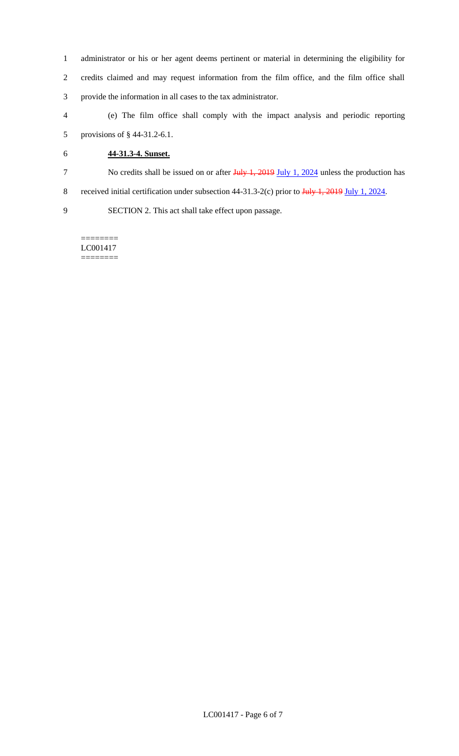administrator or his or her agent deems pertinent or material in determining the eligibility for credits claimed and may request information from the film office, and the film office shall provide the information in all cases to the tax administrator.

(e) The film office shall comply with the impact analysis and periodic reporting provisions of § 44-31.2-6.1.

**44-31.3-4. Sunset.**

No credits shall be issued on or after ~~July 1, 2019~~ July 1, 2024 unless the production has received initial certification under subsection 44-31.3-2(c) prior to ~~July 1, 2019~~ July 1, 2024.

SECTION 2. This act shall take effect upon passage.

========
LC001417
========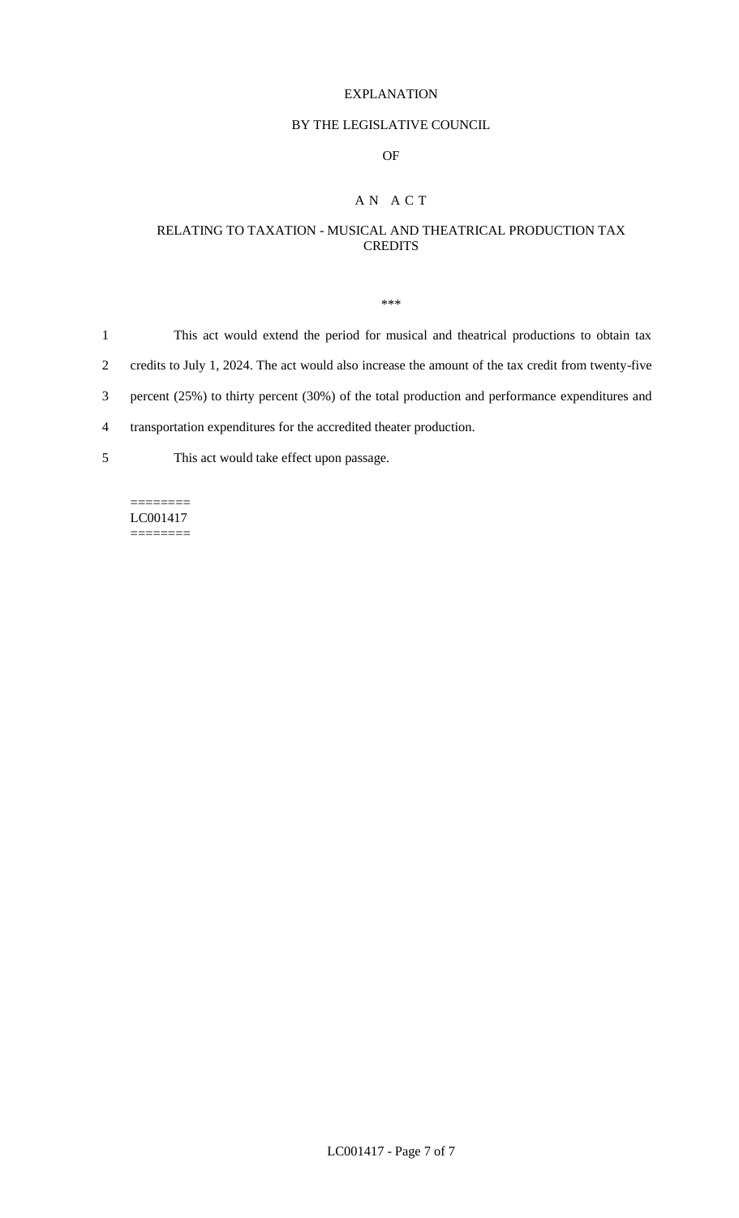EXPLANATION

BY THE LEGISLATIVE COUNCIL

OF

A N A C T

RELATING TO TAXATION - MUSICAL AND THEATRICAL PRODUCTION TAX CREDITS

\*\*\*

This act would extend the period for musical and theatrical productions to obtain tax credits to July 1, 2024. The act would also increase the amount of the tax credit from twenty-five percent (25%) to thirty percent (30%) of the total production and performance expenditures and transportation expenditures for the accredited theater production.

This act would take effect upon passage.

========
LC001417
========